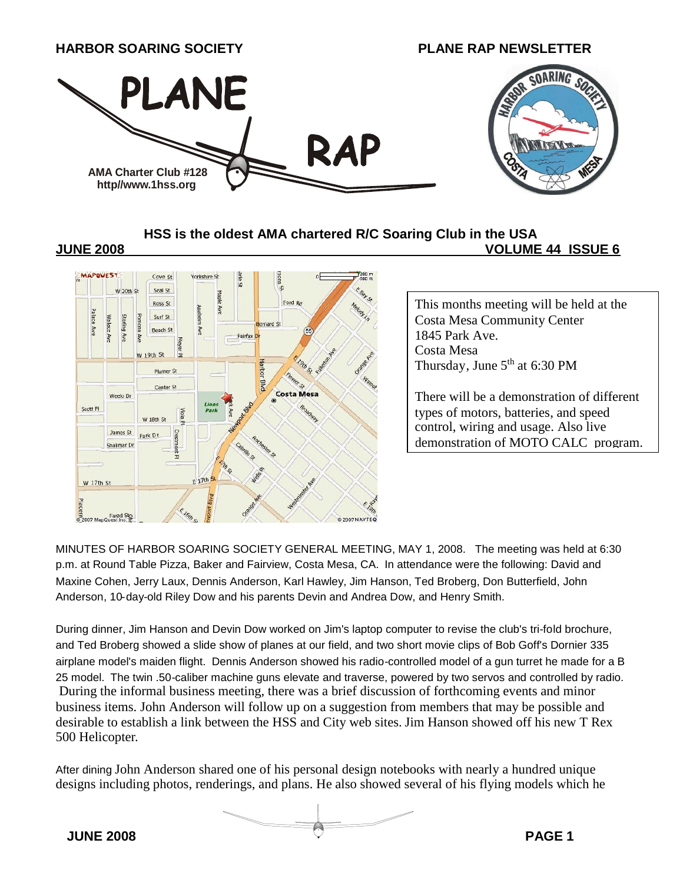**HARBOR SOARING SOCIETY** **PLANE RAP NEWSLETTER**

# PLANE RAP

AMA Charter Club #128
http//www.1hss.org

## HSS is the oldest AMA chartered R/C Soaring Club in the USA

**JUNE 2008** **VOLUME 44 ISSUE 6**

This months meeting will be held at the Costa Mesa Community Center
1845 Park Ave.
Costa Mesa
Thursday, June 5th at 6:30 PM

There will be a demonstration of different types of motors, batteries, and speed control, wiring and usage. Also live demonstration of MOTO CALC program.

MINUTES OF HARBOR SOARING SOCIETY GENERAL MEETING, MAY 1, 2008. The meeting was held at 6:30 p.m. at Round Table Pizza, Baker and Fairview, Costa Mesa, CA. In attendance were the following: David and Maxine Cohen, Jerry Laux, Dennis Anderson, Karl Hawley, Jim Hanson, Ted Broberg, Don Butterfield, John Anderson, 10-day-old Riley Dow and his parents Devin and Andrea Dow, and Henry Smith.

During dinner, Jim Hanson and Devin Dow worked on Jim's laptop computer to revise the club's tri-fold brochure, and Ted Broberg showed a slide show of planes at our field, and two short movie clips of Bob Goff's Dornier 335 airplane model's maiden flight. Dennis Anderson showed his radio-controlled model of a gun turret he made for a B 25 model. The twin .50-caliber machine guns elevate and traverse, powered by two servos and controlled by radio. During the informal business meeting, there was a brief discussion of forthcoming events and minor business items. John Anderson will follow up on a suggestion from members that may be possible and desirable to establish a link between the HSS and City web sites. Jim Hanson showed off his new T Rex 500 Helicopter.

After dining John Anderson shared one of his personal design notebooks with nearly a hundred unique designs including photos, renderings, and plans. He also showed several of his flying models which he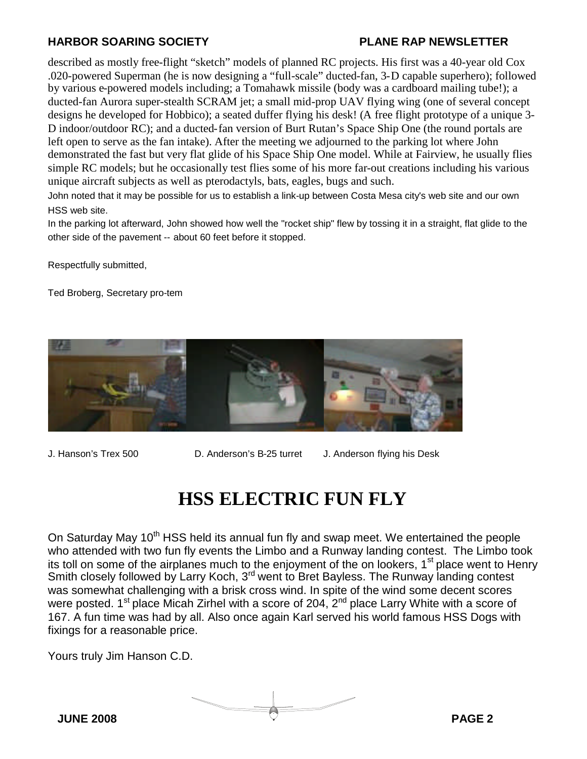described as mostly free-flight "sketch" models of planned RC projects. His first was a 40-year old Cox .020-powered Superman (he is now designing a "full-scale" ducted-fan, 3-D capable superhero); followed by various e-powered models including; a Tomahawk missile (body was a cardboard mailing tube!); a ducted-fan Aurora super-stealth SCRAM jet; a small mid-prop UAV flying wing (one of several concept designs he developed for Hobbico); a seated duffer flying his desk! (A free flight prototype of a unique 3-D indoor/outdoor RC); and a ducted-fan version of Burt Rutan's Space Ship One (the round portals are left open to serve as the fan intake). After the meeting we adjourned to the parking lot where John demonstrated the fast but very flat glide of his Space Ship One model. While at Fairview, he usually flies simple RC models; but he occasionally test flies some of his more far-out creations including his various unique aircraft subjects as well as pterodactyls, bats, eagles, bugs and such.

John noted that it may be possible for us to establish a link-up between Costa Mesa city's web site and our own HSS web site.

In the parking lot afterward, John showed how well the "rocket ship" flew by tossing it in a straight, flat glide to the other side of the pavement -- about 60 feet before it stopped.

Respectfully submitted,

Ted Broberg, Secretary pro-tem

J. Hanson's Trex 500 D. Anderson's B-25 turret J. Anderson flying his Desk

# HSS ELECTRIC FUN FLY

On Saturday May 10th HSS held its annual fun fly and swap meet. We entertained the people who attended with two fun fly events the Limbo and a Runway landing contest. The Limbo took its toll on some of the airplanes much to the enjoyment of the on lookers, 1st place went to Henry Smith closely followed by Larry Koch, 3rd went to Bret Bayless. The Runway landing contest was somewhat challenging with a brisk cross wind. In spite of the wind some decent scores were posted. 1st place Micah Zirhel with a score of 204, 2nd place Larry White with a score of 167. A fun time was had by all. Also once again Karl served his world famous HSS Dogs with fixings for a reasonable price.

Yours truly Jim Hanson C.D.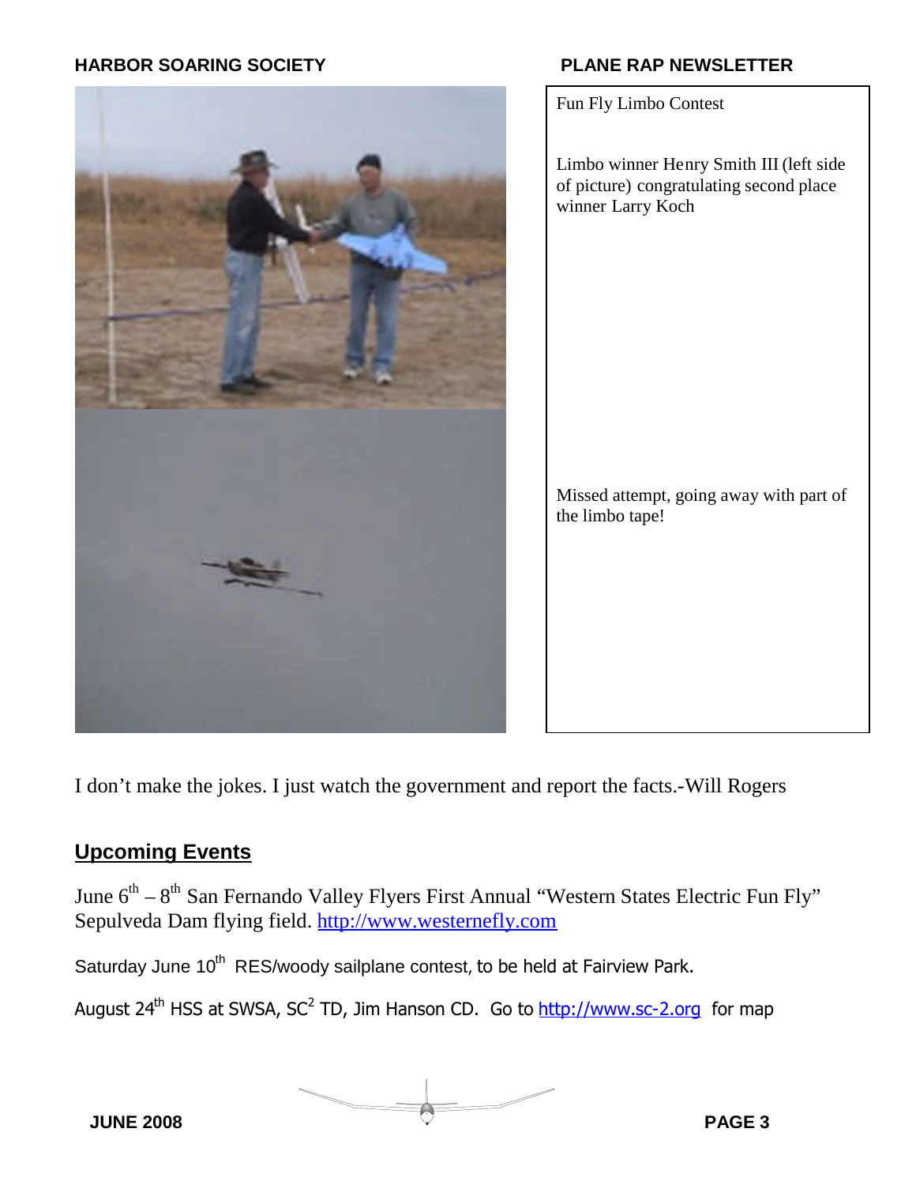Fun Fly Limbo Contest

Limbo winner Henry Smith III (left side of picture) congratulating second place winner Larry Koch

Missed attempt, going away with part of the limbo tape!

I don't make the jokes. I just watch the government and report the facts.-Will Rogers

## Upcoming Events

June 6th – 8th San Fernando Valley Flyers First Annual "Western States Electric Fun Fly" Sepulveda Dam flying field. [http://www.westernefly.com](http://www.westernefly.com)

Saturday June 10th RES/woody sailplane contest, to be held at Fairview Park.

August 24th HSS at SWSA, $SC^2$ TD, Jim Hanson CD. Go to [http://www.sc-2.org](http://www.sc-2.org) for map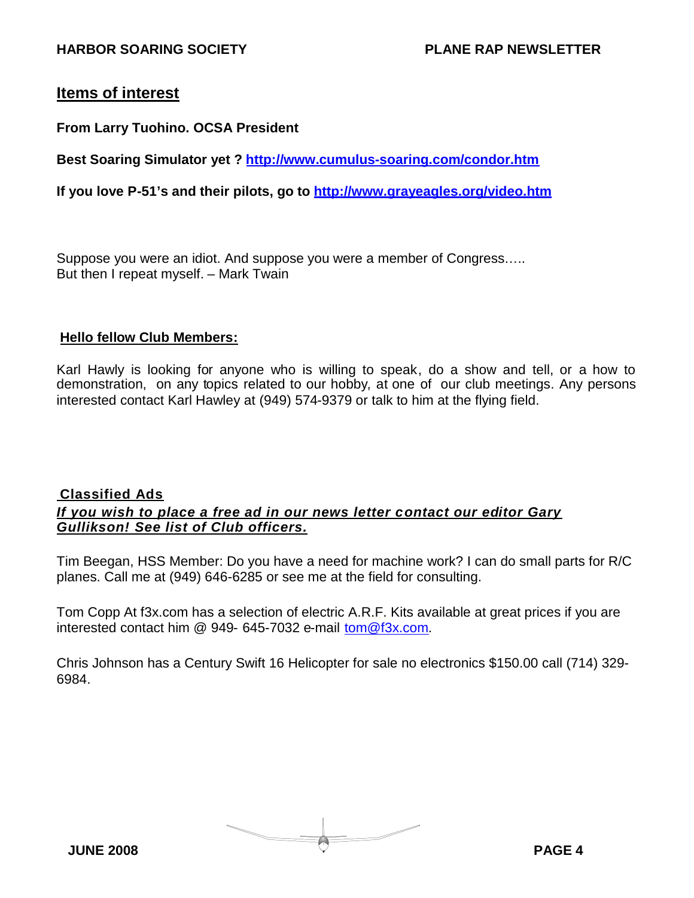## Items of interest

**From Larry Tuohino. OCSA President**

**Best Soaring Simulator yet ? http://www.cumulus-soaring.com/condor.htm**

**If you love P-51's and their pilots, go to http://www.grayeagles.org/video.htm**

Suppose you were an idiot. And suppose you were a member of Congress…..
But then I repeat myself. – Mark Twain

### Hello fellow Club Members:

Karl Hawly is looking for anyone who is willing to speak, do a show and tell, or a how to demonstration, on any topics related to our hobby, at one of our club meetings. Any persons interested contact Karl Hawley at (949) 574-9379 or talk to him at the flying field.

### Classified Ads

***If you wish to place a free ad in our news letter contact our editor Gary Gullikson! See list of Club officers.***

Tim Beegan, HSS Member: Do you have a need for machine work? I can do small parts for R/C planes. Call me at (949) 646-6285 or see me at the field for consulting.

Tom Copp At f3x.com has a selection of electric A.R.F. Kits available at great prices if you are interested contact him @ 949- 645-7032 e-mail tom@f3x.com.

Chris Johnson has a Century Swift 16 Helicopter for sale no electronics $150.00 call (714) 329-6984.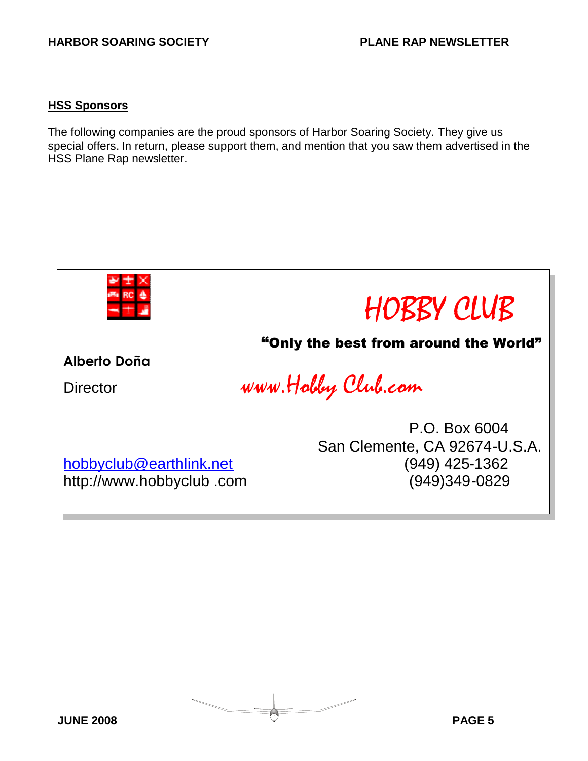**HSS Sponsors**

The following companies are the proud sponsors of Harbor Soaring Society. They give us special offers. In return, please support them, and mention that you saw them advertised in the HSS Plane Rap newsletter.

HOBBY CLUB

**"Only the best from around the World"**

**Alberto Doña**

Director

www.Hobby Club.com

P.O. Box 6004
San Clemente, CA 92674-U.S.A.
(949) 425-1362
(949)349-0829

hobbyclub@earthlink.net
http://www.hobbyclub .com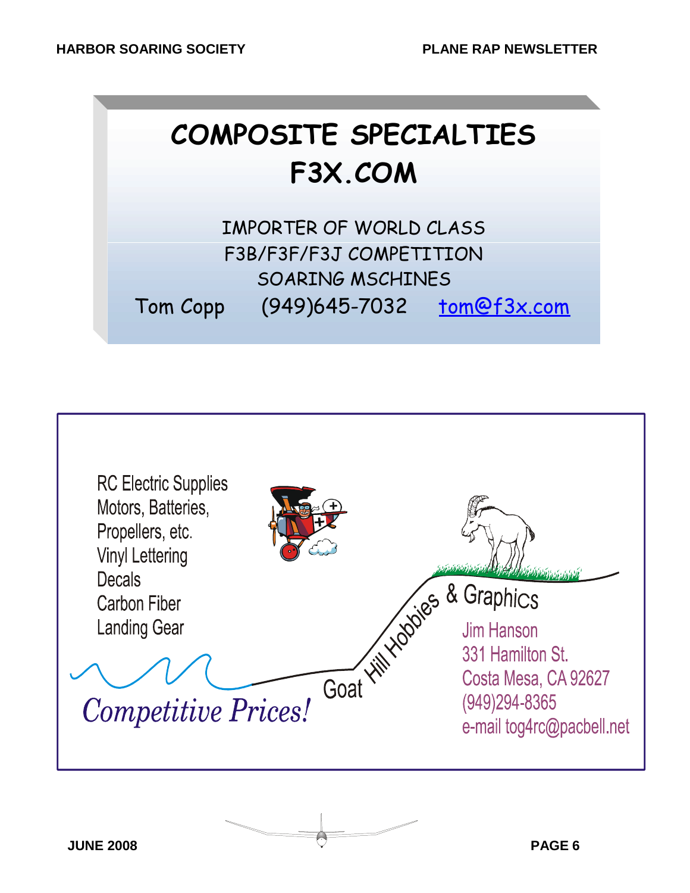# COMPOSITE SPECIALTIES
# F3X.COM

IMPORTER OF WORLD CLASS
F3B/F3F/F3J COMPETITION
SOARING MSCHINES

Tom Copp (949)645-7032 tom@f3x.com

---

RC Electric Supplies
Motors, Batteries,
Propellers, etc.
Vinyl Lettering
Decals
Carbon Fiber
Landing Gear

*Competitive Prices!*

Goat Hill Hobbies & Graphics

Jim Hanson
331 Hamilton St.
Costa Mesa, CA 92627
(949)294-8365
e-mail tog4rc@pacbell.net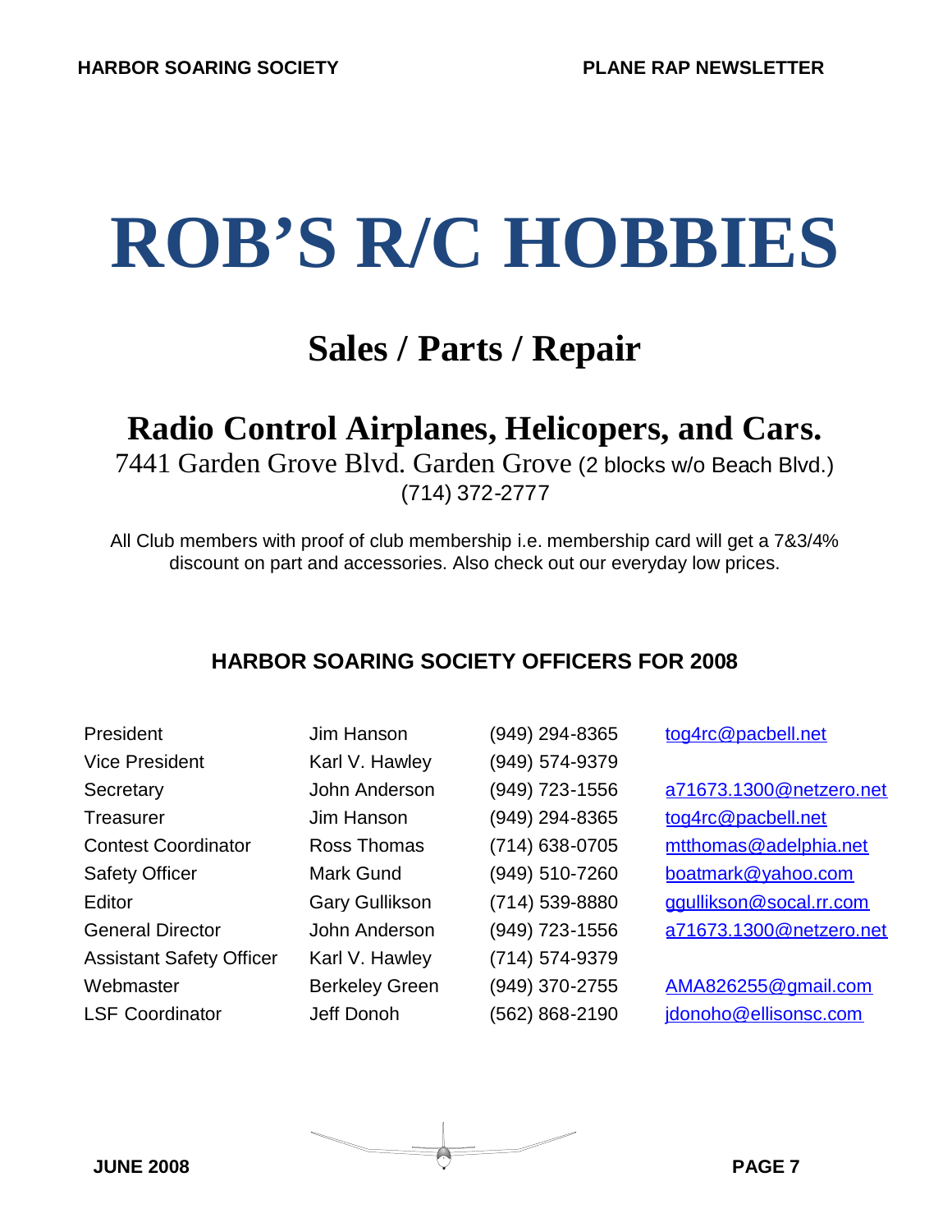# ROB'S R/C HOBBIES

## Sales / Parts / Repair

## Radio Control Airplanes, Helicopers, and Cars.

7441 Garden Grove Blvd. Garden Grove (2 blocks w/o Beach Blvd.)
(714) 372-2777

All Club members with proof of club membership i.e. membership card will get a 7&3/4% discount on part and accessories. Also check out our everyday low prices.

### HARBOR SOARING SOCIETY OFFICERS FOR 2008

| | | | |
|---|---|---|---|
| President | Jim Hanson | (949) 294-8365 | tog4rc@pacbell.net |
| Vice President | Karl V. Hawley | (949) 574-9379 | |
| Secretary | John Anderson | (949) 723-1556 | a71673.1300@netzero.net |
| Treasurer | Jim Hanson | (949) 294-8365 | tog4rc@pacbell.net |
| Contest Coordinator | Ross Thomas | (714) 638-0705 | mtthomas@adelphia.net |
| Safety Officer | Mark Gund | (949) 510-7260 | boatmark@yahoo.com |
| Editor | Gary Gullikson | (714) 539-8880 | ggullikson@socal.rr.com |
| General Director | John Anderson | (949) 723-1556 | a71673.1300@netzero.net |
| Assistant Safety Officer | Karl V. Hawley | (714) 574-9379 | |
| Webmaster | Berkeley Green | (949) 370-2755 | AMA826255@gmail.com |
| LSF Coordinator | Jeff Donoh | (562) 868-2190 | jdonoho@ellisonsc.com |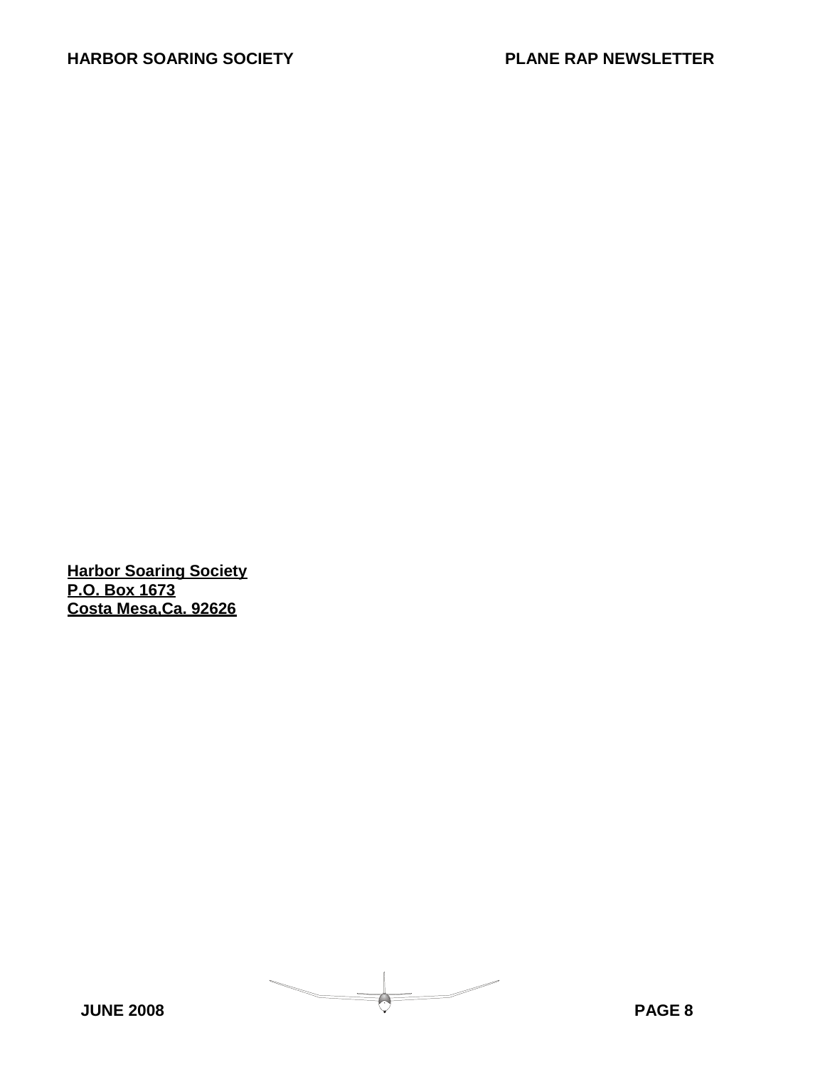**Harbor Soaring Society**
**P.O. Box 1673**
**Costa Mesa,Ca. 92626**